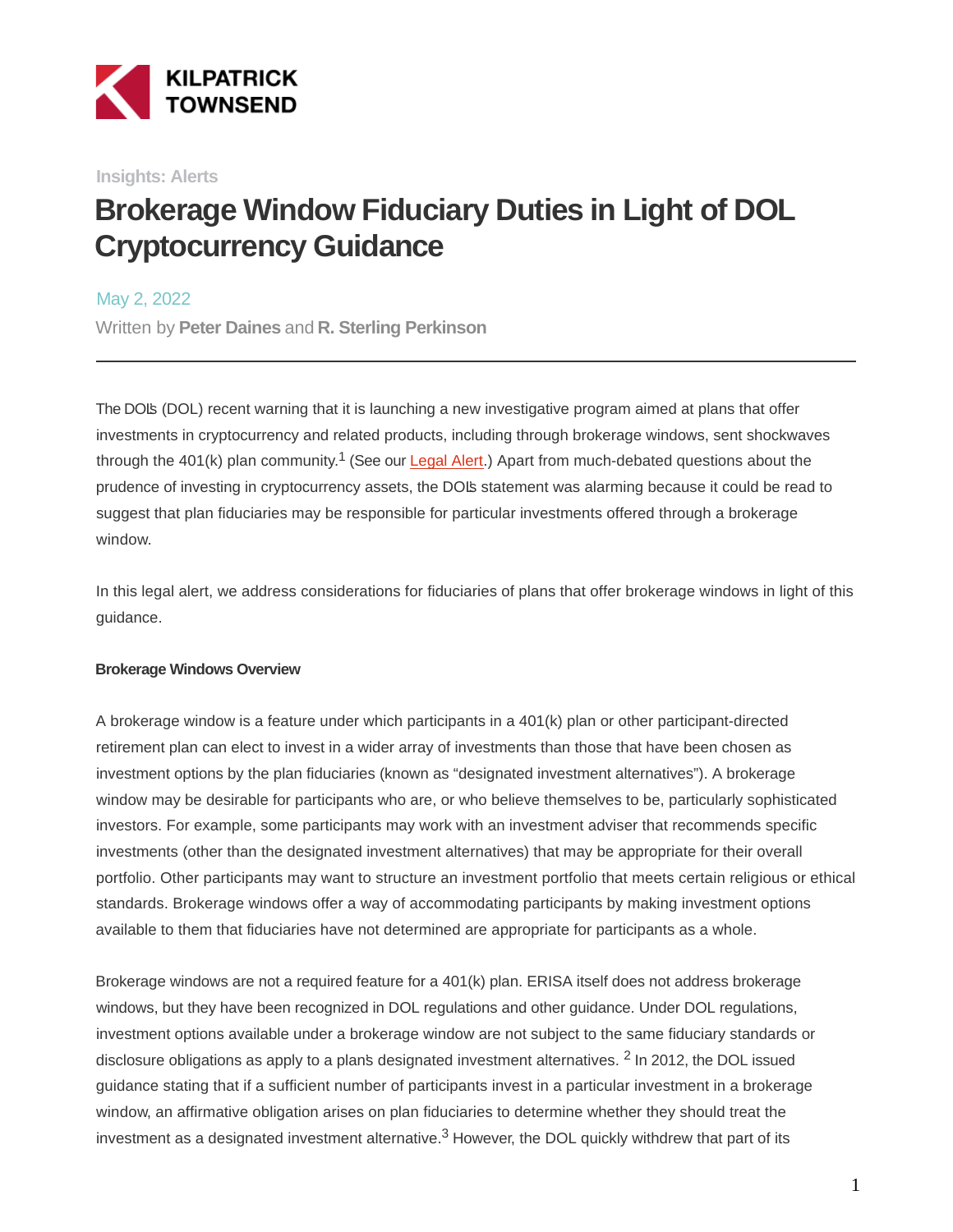KILPATRICK TOWNSEND

Insights: Alerts

# Brokerage Window Fiduciary Duties in Light of DOL Cryptocurrency Guidance

May 2, 2022

Written by **Peter Daines** and **R. Sterling Perkinson**

---

The DOL's (DOL) recent warning that it is launching a new investigative program aimed at plans that offer investments in cryptocurrency and related products, including through brokerage windows, sent shockwaves through the 401(k) plan community.[1] (See our Legal Alert.) Apart from much-debated questions about the prudence of investing in cryptocurrency assets, the DOL's statement was alarming because it could be read to suggest that plan fiduciaries may be responsible for particular investments offered through a brokerage window.

In this legal alert, we address considerations for fiduciaries of plans that offer brokerage windows in light of this guidance.

**Brokerage Windows Overview**

A brokerage window is a feature under which participants in a 401(k) plan or other participant-directed retirement plan can elect to invest in a wider array of investments than those that have been chosen as investment options by the plan fiduciaries (known as "designated investment alternatives"). A brokerage window may be desirable for participants who are, or who believe themselves to be, particularly sophisticated investors. For example, some participants may work with an investment adviser that recommends specific investments (other than the designated investment alternatives) that may be appropriate for their overall portfolio. Other participants may want to structure an investment portfolio that meets certain religious or ethical standards. Brokerage windows offer a way of accommodating participants by making investment options available to them that fiduciaries have not determined are appropriate for participants as a whole.

Brokerage windows are not a required feature for a 401(k) plan. ERISA itself does not address brokerage windows, but they have been recognized in DOL regulations and other guidance. Under DOL regulations, investment options available under a brokerage window are not subject to the same fiduciary standards or disclosure obligations as apply to a plan's designated investment alternatives. [2] In 2012, the DOL issued guidance stating that if a sufficient number of participants invest in a particular investment in a brokerage window, an affirmative obligation arises on plan fiduciaries to determine whether they should treat the investment as a designated investment alternative.[3] However, the DOL quickly withdrew that part of its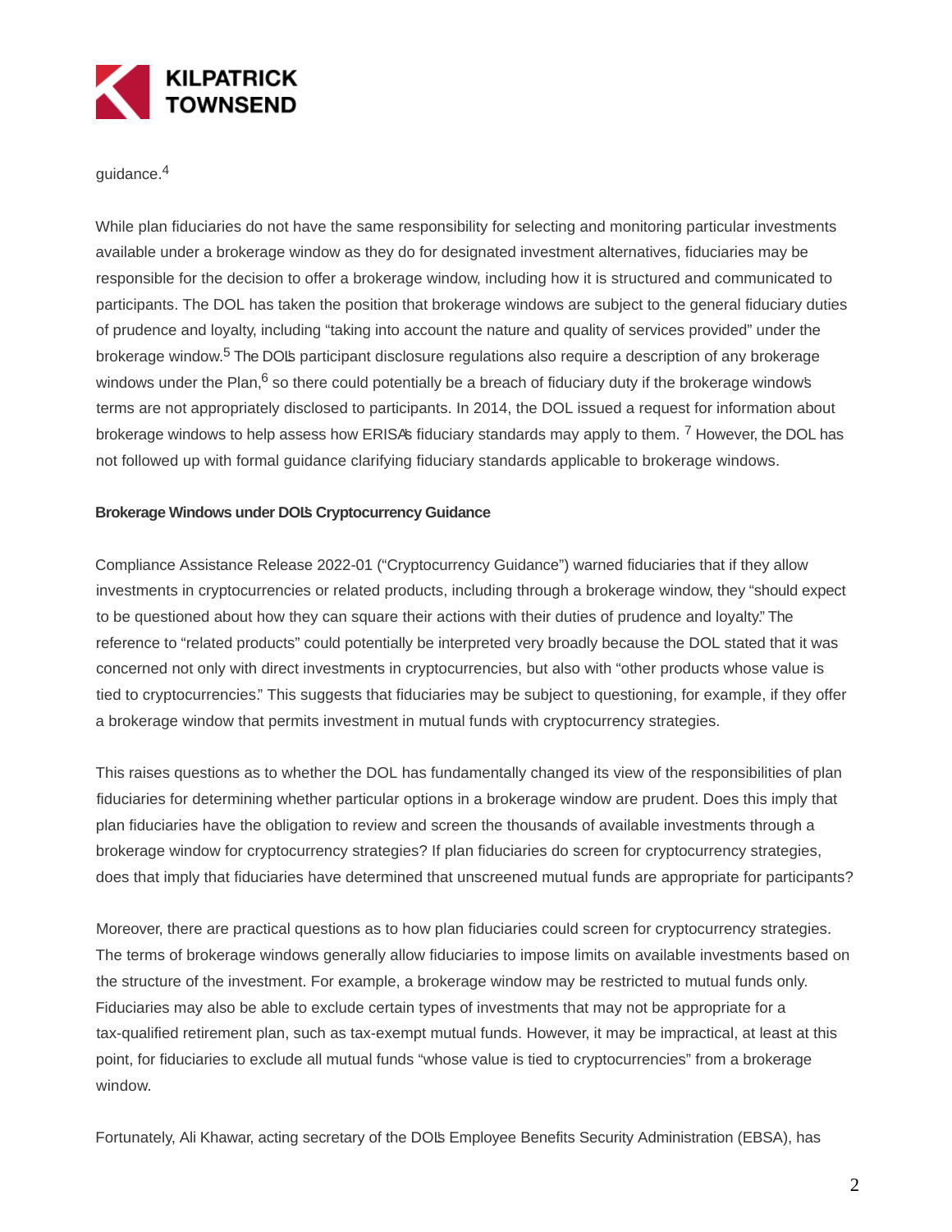guidance.[4]

While plan fiduciaries do not have the same responsibility for selecting and monitoring particular investments available under a brokerage window as they do for designated investment alternatives, fiduciaries may be responsible for the decision to offer a brokerage window, including how it is structured and communicated to participants. The DOL has taken the position that brokerage windows are subject to the general fiduciary duties of prudence and loyalty, including "taking into account the nature and quality of services provided" under the brokerage window.[5] The DOL's participant disclosure regulations also require a description of any brokerage windows under the Plan,[6] so there could potentially be a breach of fiduciary duty if the brokerage window's terms are not appropriately disclosed to participants. In 2014, the DOL issued a request for information about brokerage windows to help assess how ERISA's fiduciary standards may apply to them. [7] However, the DOL has not followed up with formal guidance clarifying fiduciary standards applicable to brokerage windows.

**Brokerage Windows under DOL's Cryptocurrency Guidance**

Compliance Assistance Release 2022-01 ("Cryptocurrency Guidance") warned fiduciaries that if they allow investments in cryptocurrencies or related products, including through a brokerage window, they "should expect to be questioned about how they can square their actions with their duties of prudence and loyalty." The reference to "related products" could potentially be interpreted very broadly because the DOL stated that it was concerned not only with direct investments in cryptocurrencies, but also with "other products whose value is tied to cryptocurrencies." This suggests that fiduciaries may be subject to questioning, for example, if they offer a brokerage window that permits investment in mutual funds with cryptocurrency strategies.

This raises questions as to whether the DOL has fundamentally changed its view of the responsibilities of plan fiduciaries for determining whether particular options in a brokerage window are prudent. Does this imply that plan fiduciaries have the obligation to review and screen the thousands of available investments through a brokerage window for cryptocurrency strategies? If plan fiduciaries do screen for cryptocurrency strategies, does that imply that fiduciaries have determined that unscreened mutual funds are appropriate for participants?

Moreover, there are practical questions as to how plan fiduciaries could screen for cryptocurrency strategies. The terms of brokerage windows generally allow fiduciaries to impose limits on available investments based on the structure of the investment. For example, a brokerage window may be restricted to mutual funds only. Fiduciaries may also be able to exclude certain types of investments that may not be appropriate for a tax-qualified retirement plan, such as tax-exempt mutual funds. However, it may be impractical, at least at this point, for fiduciaries to exclude all mutual funds "whose value is tied to cryptocurrencies" from a brokerage window.

Fortunately, Ali Khawar, acting secretary of the DOL's Employee Benefits Security Administration (EBSA), has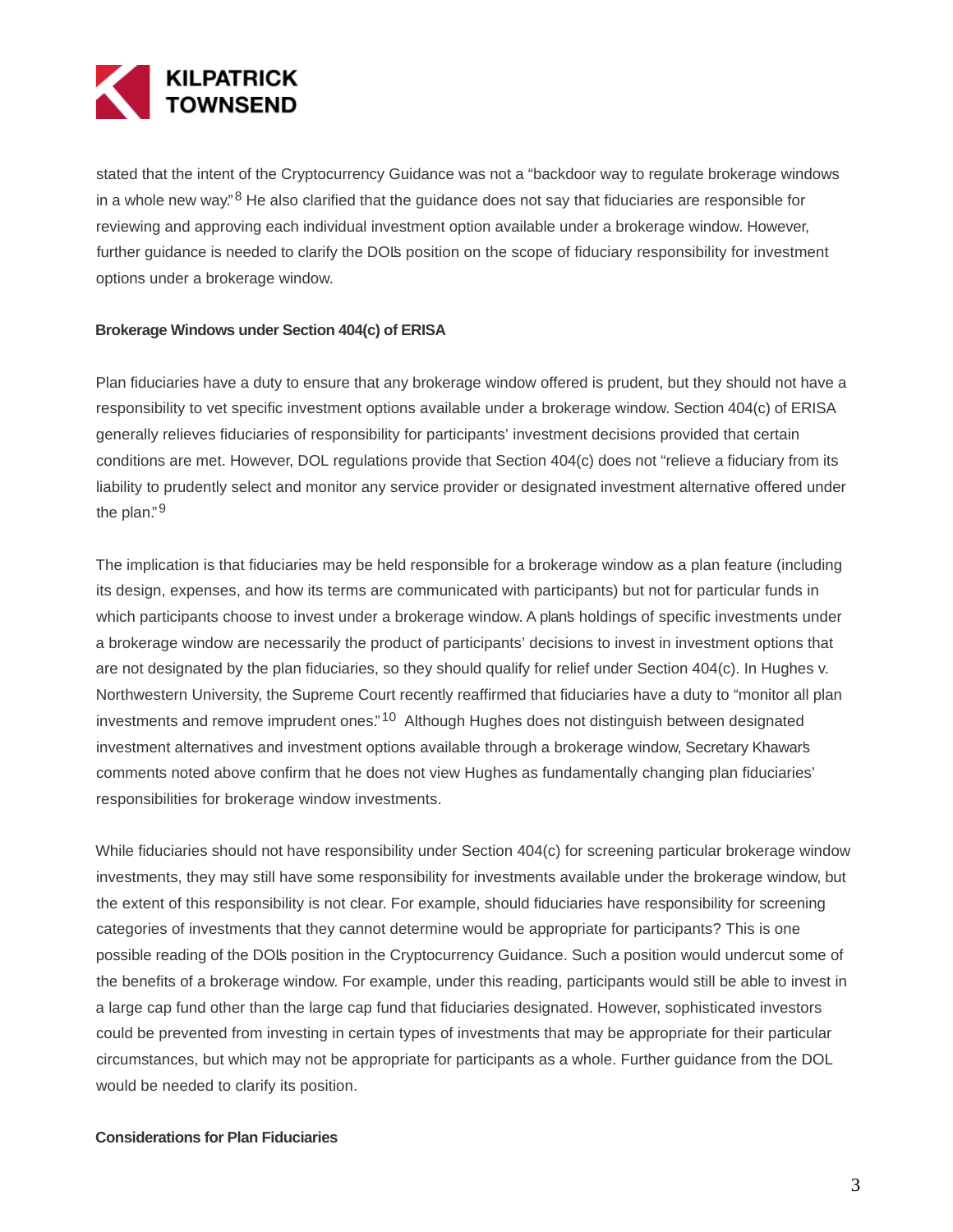stated that the intent of the Cryptocurrency Guidance was not a "backdoor way to regulate brokerage windows in a whole new way."[8] He also clarified that the guidance does not say that fiduciaries are responsible for reviewing and approving each individual investment option available under a brokerage window. However, further guidance is needed to clarify the DOL's position on the scope of fiduciary responsibility for investment options under a brokerage window.

**Brokerage Windows under Section 404(c) of ERISA**

Plan fiduciaries have a duty to ensure that any brokerage window offered is prudent, but they should not have a responsibility to vet specific investment options available under a brokerage window. Section 404(c) of ERISA generally relieves fiduciaries of responsibility for participants' investment decisions provided that certain conditions are met. However, DOL regulations provide that Section 404(c) does not "relieve a fiduciary from its liability to prudently select and monitor any service provider or designated investment alternative offered under the plan."[9]

The implication is that fiduciaries may be held responsible for a brokerage window as a plan feature (including its design, expenses, and how its terms are communicated with participants) but not for particular funds in which participants choose to invest under a brokerage window. A plan's holdings of specific investments under a brokerage window are necessarily the product of participants' decisions to invest in investment options that are not designated by the plan fiduciaries, so they should qualify for relief under Section 404(c). In Hughes v. Northwestern University, the Supreme Court recently reaffirmed that fiduciaries have a duty to "monitor all plan investments and remove imprudent ones."[10] Although Hughes does not distinguish between designated investment alternatives and investment options available through a brokerage window, Secretary Khawar's comments noted above confirm that he does not view Hughes as fundamentally changing plan fiduciaries' responsibilities for brokerage window investments.

While fiduciaries should not have responsibility under Section 404(c) for screening particular brokerage window investments, they may still have some responsibility for investments available under the brokerage window, but the extent of this responsibility is not clear. For example, should fiduciaries have responsibility for screening categories of investments that they cannot determine would be appropriate for participants? This is one possible reading of the DOL's position in the Cryptocurrency Guidance. Such a position would undercut some of the benefits of a brokerage window. For example, under this reading, participants would still be able to invest in a large cap fund other than the large cap fund that fiduciaries designated. However, sophisticated investors could be prevented from investing in certain types of investments that may be appropriate for their particular circumstances, but which may not be appropriate for participants as a whole. Further guidance from the DOL would be needed to clarify its position.

**Considerations for Plan Fiduciaries**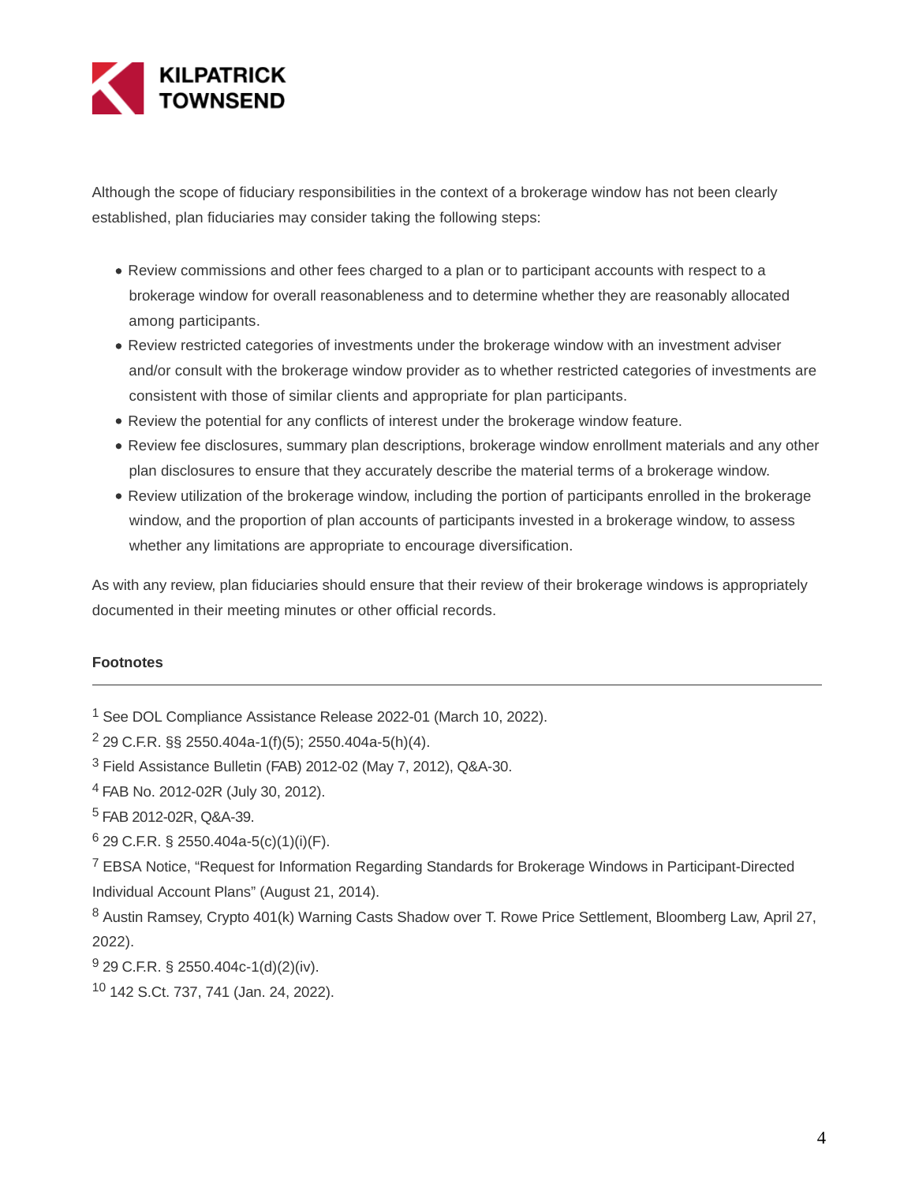Although the scope of fiduciary responsibilities in the context of a brokerage window has not been clearly established, plan fiduciaries may consider taking the following steps:

- Review commissions and other fees charged to a plan or to participant accounts with respect to a brokerage window for overall reasonableness and to determine whether they are reasonably allocated among participants.
- Review restricted categories of investments under the brokerage window with an investment adviser and/or consult with the brokerage window provider as to whether restricted categories of investments are consistent with those of similar clients and appropriate for plan participants.
- Review the potential for any conflicts of interest under the brokerage window feature.
- Review fee disclosures, summary plan descriptions, brokerage window enrollment materials and any other plan disclosures to ensure that they accurately describe the material terms of a brokerage window.
- Review utilization of the brokerage window, including the portion of participants enrolled in the brokerage window, and the proportion of plan accounts of participants invested in a brokerage window, to assess whether any limitations are appropriate to encourage diversification.

As with any review, plan fiduciaries should ensure that their review of their brokerage windows is appropriately documented in their meeting minutes or other official records.

**Footnotes**

---

[1] See DOL Compliance Assistance Release 2022-01 (March 10, 2022).

[2] 29 C.F.R. §§ 2550.404a-1(f)(5); 2550.404a-5(h)(4).

[3] Field Assistance Bulletin (FAB) 2012-02 (May 7, 2012), Q&A-30.

[4] FAB No. 2012-02R (July 30, 2012).

[5] FAB 2012-02R, Q&A-39.

[6] 29 C.F.R. § 2550.404a-5(c)(1)(i)(F).

[7] EBSA Notice, "Request for Information Regarding Standards for Brokerage Windows in Participant-Directed Individual Account Plans" (August 21, 2014).

[8] Austin Ramsey, Crypto 401(k) Warning Casts Shadow over T. Rowe Price Settlement, Bloomberg Law, April 27, 2022).

[9] 29 C.F.R. § 2550.404c-1(d)(2)(iv).

[10] 142 S.Ct. 737, 741 (Jan. 24, 2022).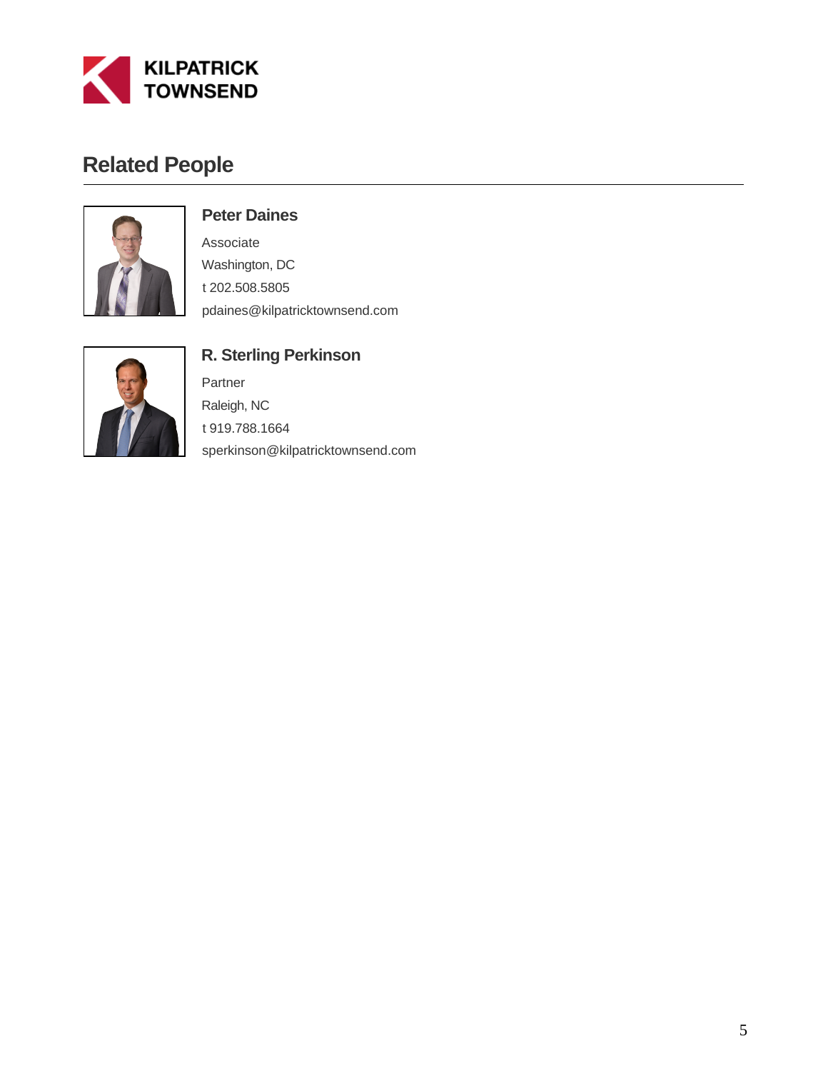## Related People

### Peter Daines

Associate

Washington, DC

t 202.508.5805

pdaines@kilpatricktownsend.com

### R. Sterling Perkinson

Partner

Raleigh, NC

t 919.788.1664

sperkinson@kilpatricktownsend.com